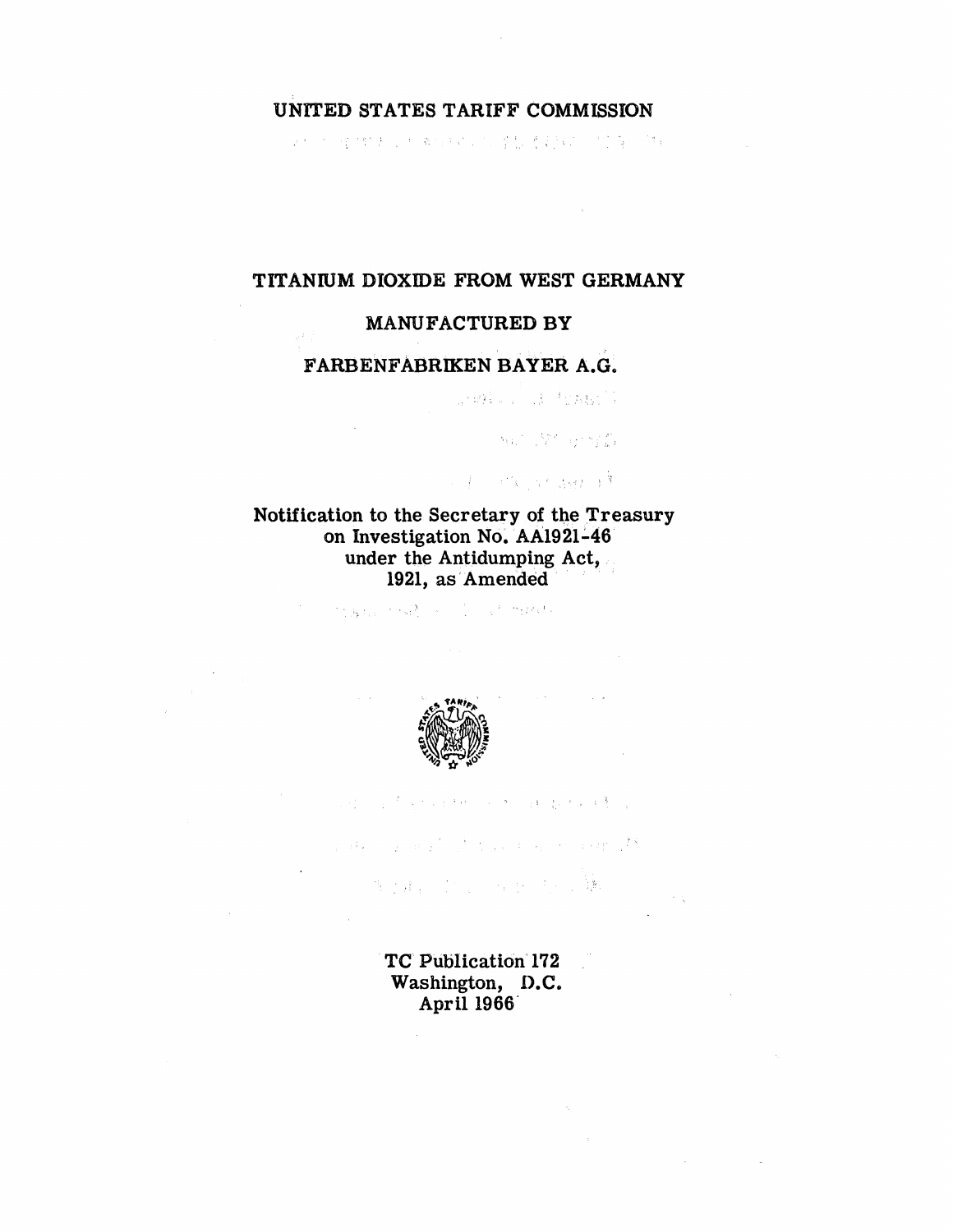# UNITED STATES TARIFF COMMISSION

## TITANIUM DIOXIDE FROM WEST GERMANY

## MANUFACTURED BY

## FARBENFABRIKEN BAYER A.G.

Notification to the Secretary of the Treasury
on Investigation No. AA1921-46
under the Antidumping Act,
1921, as Amended

TC Publication 172
Washington, D.C.
April 1966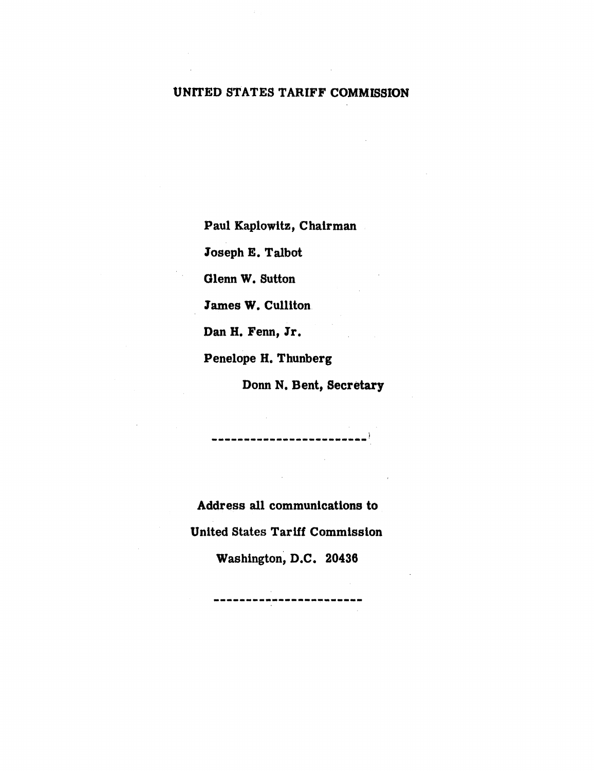**UNITED STATES TARIFF COMMISSION**

**Paul Kaplowitz, Chairman**

**Joseph E. Talbot**

**Glenn W. Sutton**

**James W. Culliton**

**Dan H. Fenn, Jr.**

**Penelope H. Thunberg**

**Donn N. Bent, Secretary**

------------------------

**Address all communications to**

**United States Tariff Commission**

**Washington, D.C. 20436**

------------------------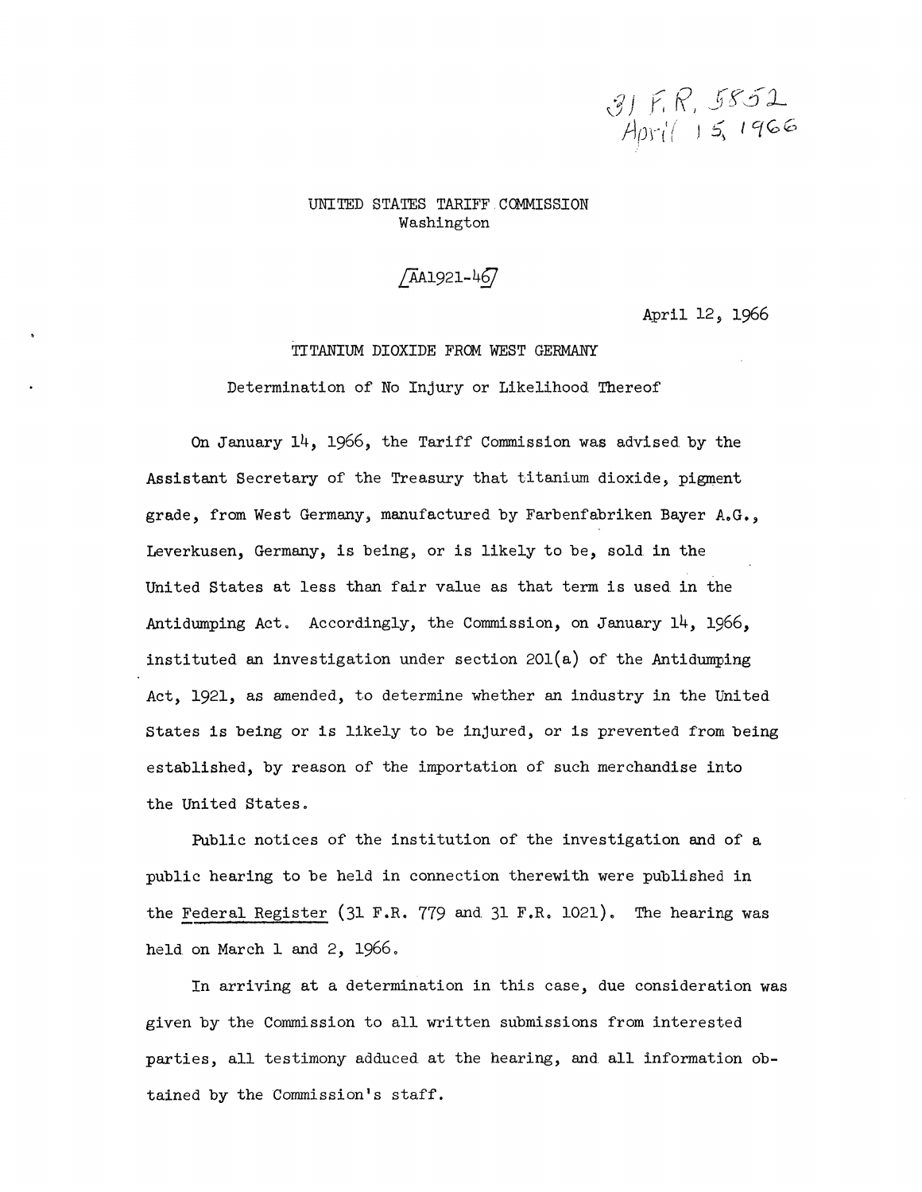31 F.R. 5852
April 15, 1966

UNITED STATES TARIFF COMMISSION
Washington

[AA1921-46]

April 12, 1966

TITANIUM DIOXIDE FROM WEST GERMANY

Determination of No Injury or Likelihood Thereof

On January 14, 1966, the Tariff Commission was advised by the Assistant Secretary of the Treasury that titanium dioxide, pigment grade, from West Germany, manufactured by Farbenfabriken Bayer A.G., Leverkusen, Germany, is being, or is likely to be, sold in the United States at less than fair value as that term is used in the Antidumping Act. Accordingly, the Commission, on January 14, 1966, instituted an investigation under section 201(a) of the Antidumping Act, 1921, as amended, to determine whether an industry in the United States is being or is likely to be injured, or is prevented from being established, by reason of the importation of such merchandise into the United States.

Public notices of the institution of the investigation and of a public hearing to be held in connection therewith were published in the Federal Register (31 F.R. 779 and 31 F.R. 1021). The hearing was held on March 1 and 2, 1966.

In arriving at a determination in this case, due consideration was given by the Commission to all written submissions from interested parties, all testimony adduced at the hearing, and all information obtained by the Commission's staff.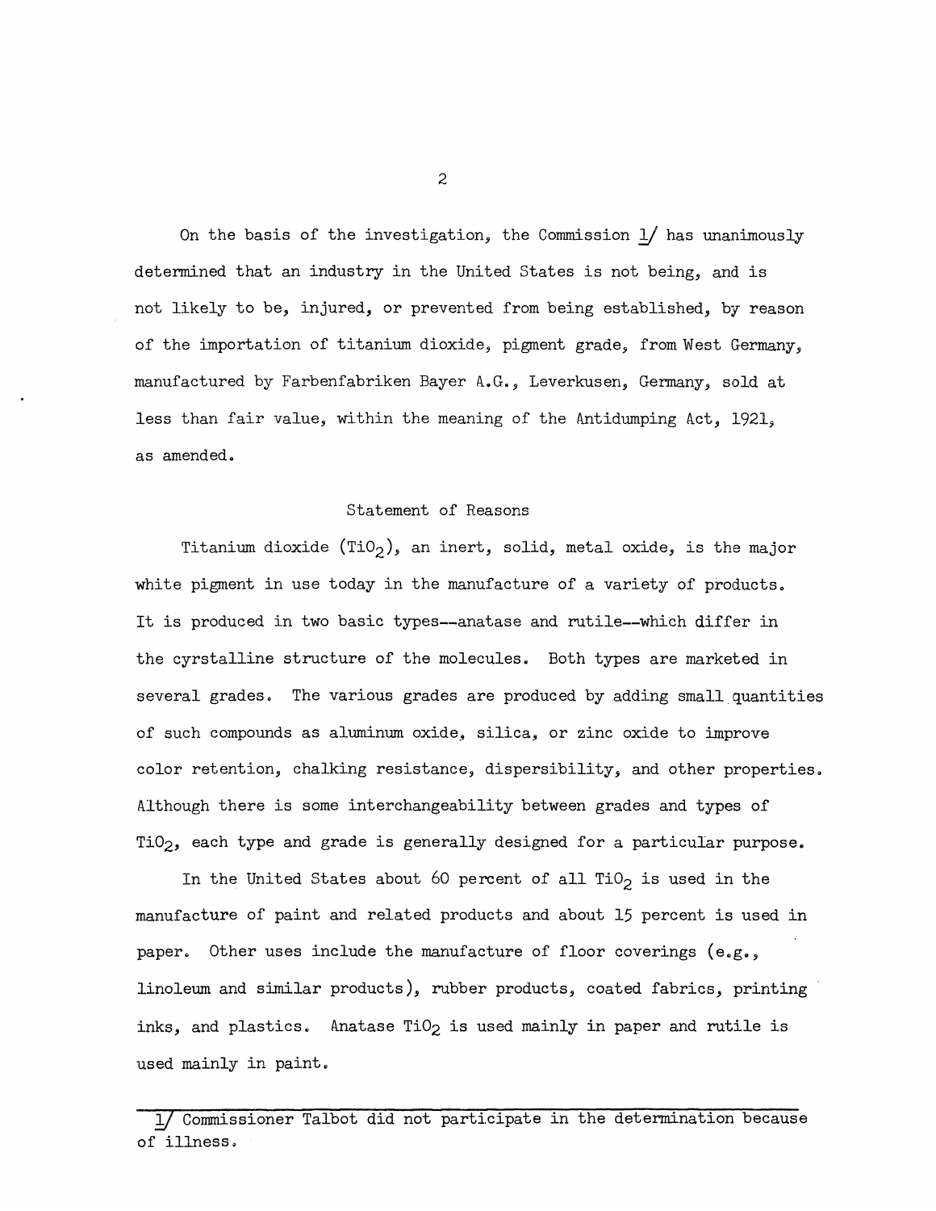On the basis of the investigation, the Commission [1] has unanimously determined that an industry in the United States is not being, and is not likely to be, injured, or prevented from being established, by reason of the importation of titanium dioxide, pigment grade, from West Germany, manufactured by Farbenfabriken Bayer A.G., Leverkusen, Germany, sold at less than fair value, within the meaning of the Antidumping Act, 1921, as amended.

## Statement of Reasons

Titanium dioxide ($TiO_2$), an inert, solid, metal oxide, is the major white pigment in use today in the manufacture of a variety of products. It is produced in two basic types--anatase and rutile--which differ in the cyrstalline structure of the molecules. Both types are marketed in several grades. The various grades are produced by adding small quantities of such compounds as aluminum oxide, silica, or zinc oxide to improve color retention, chalking resistance, dispersibility, and other properties. Although there is some interchangeability between grades and types of $TiO_2$, each type and grade is generally designed for a particular purpose.

In the United States about 60 percent of all $TiO_2$ is used in the manufacture of paint and related products and about 15 percent is used in paper. Other uses include the manufacture of floor coverings (e.g., linoleum and similar products), rubber products, coated fabrics, printing inks, and plastics. Anatase $TiO_2$ is used mainly in paper and rutile is used mainly in paint.

---

[1] Commissioner Talbot did not participate in the determination because of illness.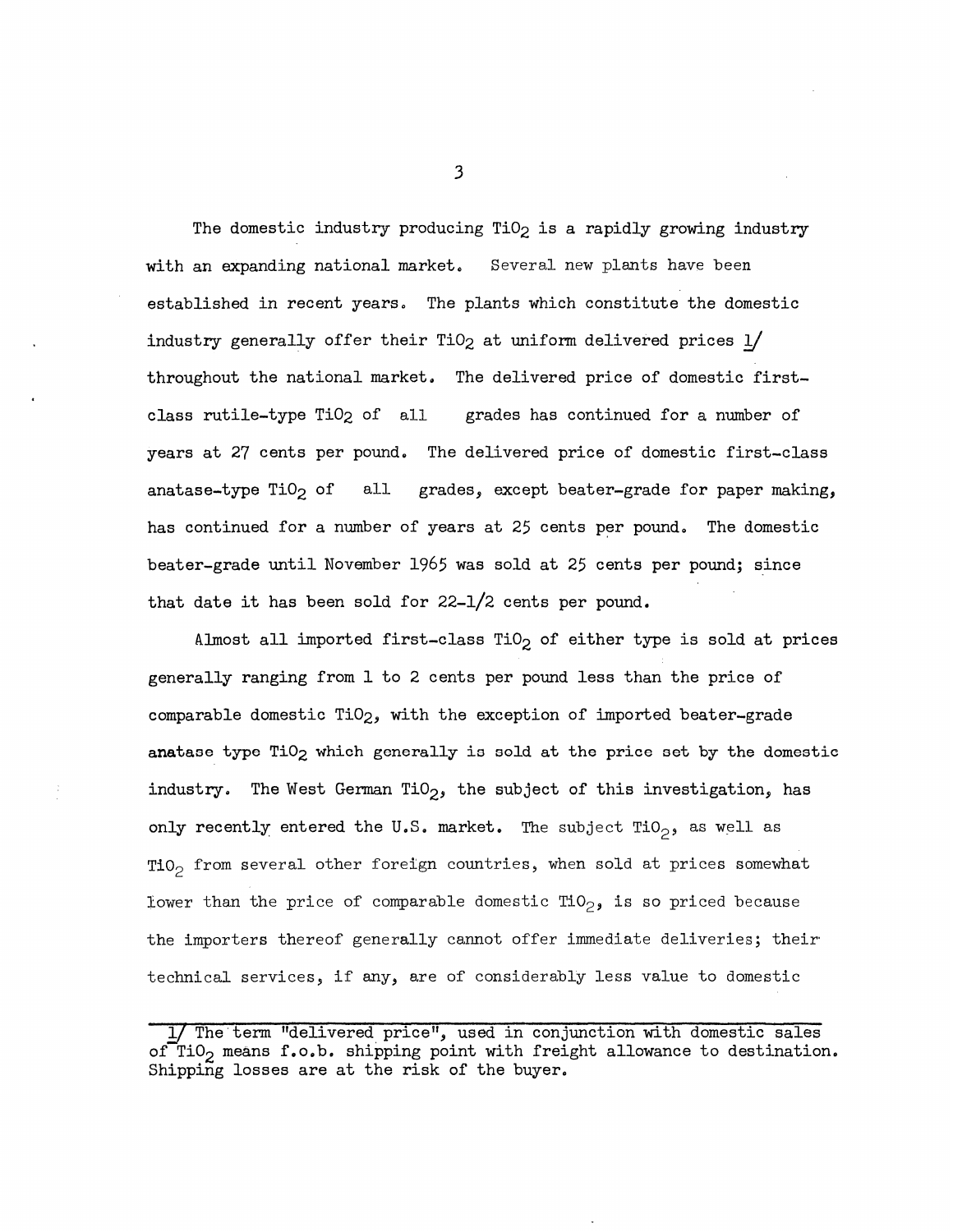The domestic industry producing $TiO_2$ is a rapidly growing industry with an expanding national market. Several new plants have been established in recent years. The plants which constitute the domestic industry generally offer their $TiO_2$ at uniform delivered prices [1] throughout the national market. The delivered price of domestic first-class rutile-type $TiO_2$ of all grades has continued for a number of years at 27 cents per pound. The delivered price of domestic first-class anatase-type $TiO_2$ of all grades, except beater-grade for paper making, has continued for a number of years at 25 cents per pound. The domestic beater-grade until November 1965 was sold at 25 cents per pound; since that date it has been sold for 22-1/2 cents per pound.

Almost all imported first-class $TiO_2$ of either type is sold at prices generally ranging from 1 to 2 cents per pound less than the price of comparable domestic $TiO_2$, with the exception of imported beater-grade anatase type $TiO_2$ which generally is sold at the price set by the domestic industry. The West German $TiO_2$, the subject of this investigation, has only recently entered the U.S. market. The subject $TiO_2$, as well as $TiO_2$ from several other foreign countries, when sold at prices somewhat lower than the price of comparable domestic $TiO_2$, is so priced because the importers thereof generally cannot offer immediate deliveries; their technical services, if any, are of considerably less value to domestic

---

1/ The term "delivered price", used in conjunction with domestic sales of $TiO_2$ means f.o.b. shipping point with freight allowance to destination. Shipping losses are at the risk of the buyer.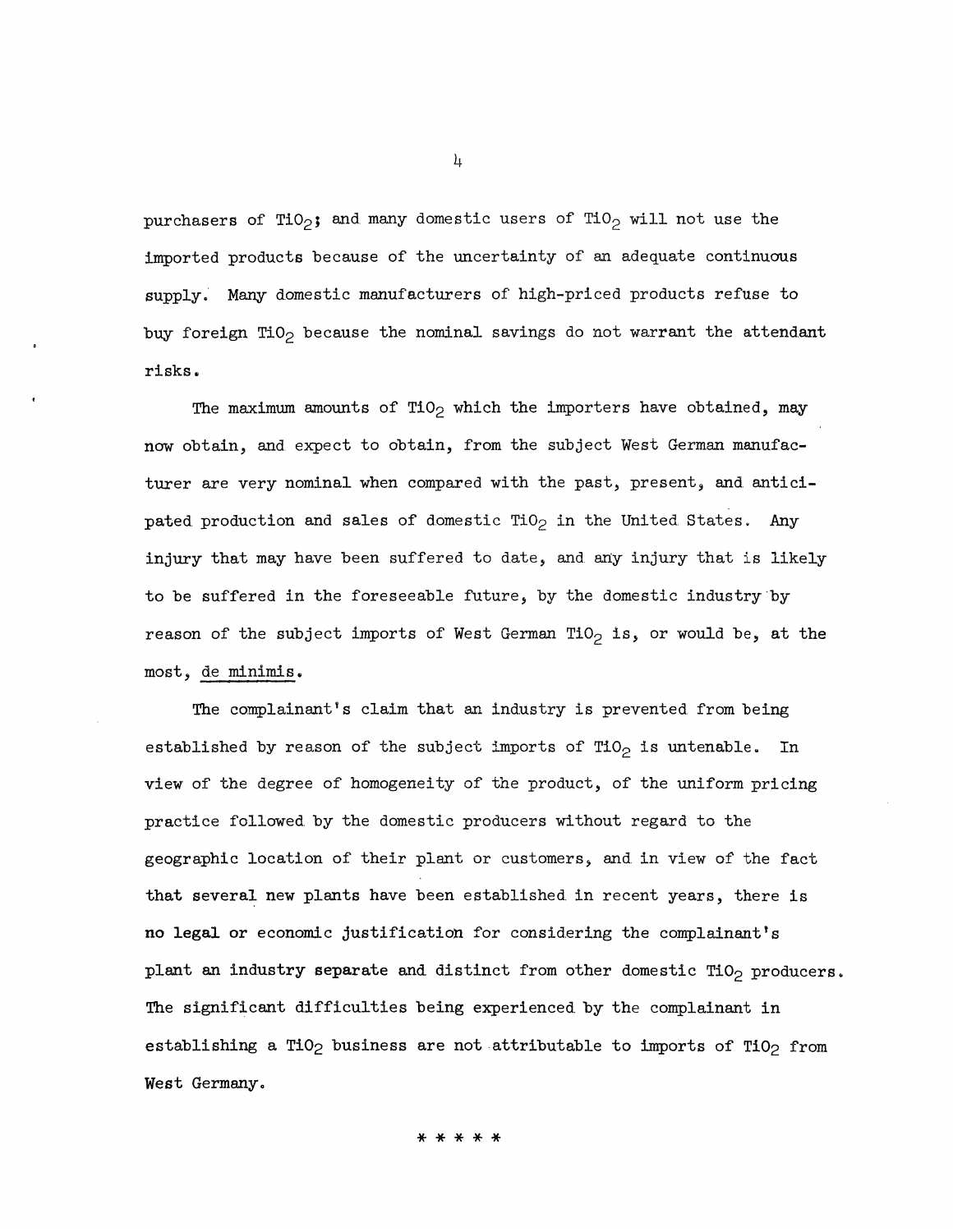purchasers of $TiO_2$; and many domestic users of $TiO_2$ will not use the imported products because of the uncertainty of an adequate continuous supply. Many domestic manufacturers of high-priced products refuse to buy foreign $TiO_2$ because the nominal savings do not warrant the attendant risks.

The maximum amounts of $TiO_2$ which the importers have obtained, may now obtain, and expect to obtain, from the subject West German manufacturer are very nominal when compared with the past, present, and anticipated production and sales of domestic $TiO_2$ in the United States. Any injury that may have been suffered to date, and any injury that is likely to be suffered in the foreseeable future, by the domestic industry by reason of the subject imports of West German $TiO_2$ is, or would be, at the most, de minimis.

The complainant's claim that an industry is prevented from being established by reason of the subject imports of $TiO_2$ is untenable. In view of the degree of homogeneity of the product, of the uniform pricing practice followed by the domestic producers without regard to the geographic location of their plant or customers, and in view of the fact that several new plants have been established in recent years, there is no legal or economic justification for considering the complainant's plant an industry separate and distinct from other domestic $TiO_2$ producers. The significant difficulties being experienced by the complainant in establishing a $TiO_2$ business are not attributable to imports of $TiO_2$ from West Germany.

* * * * *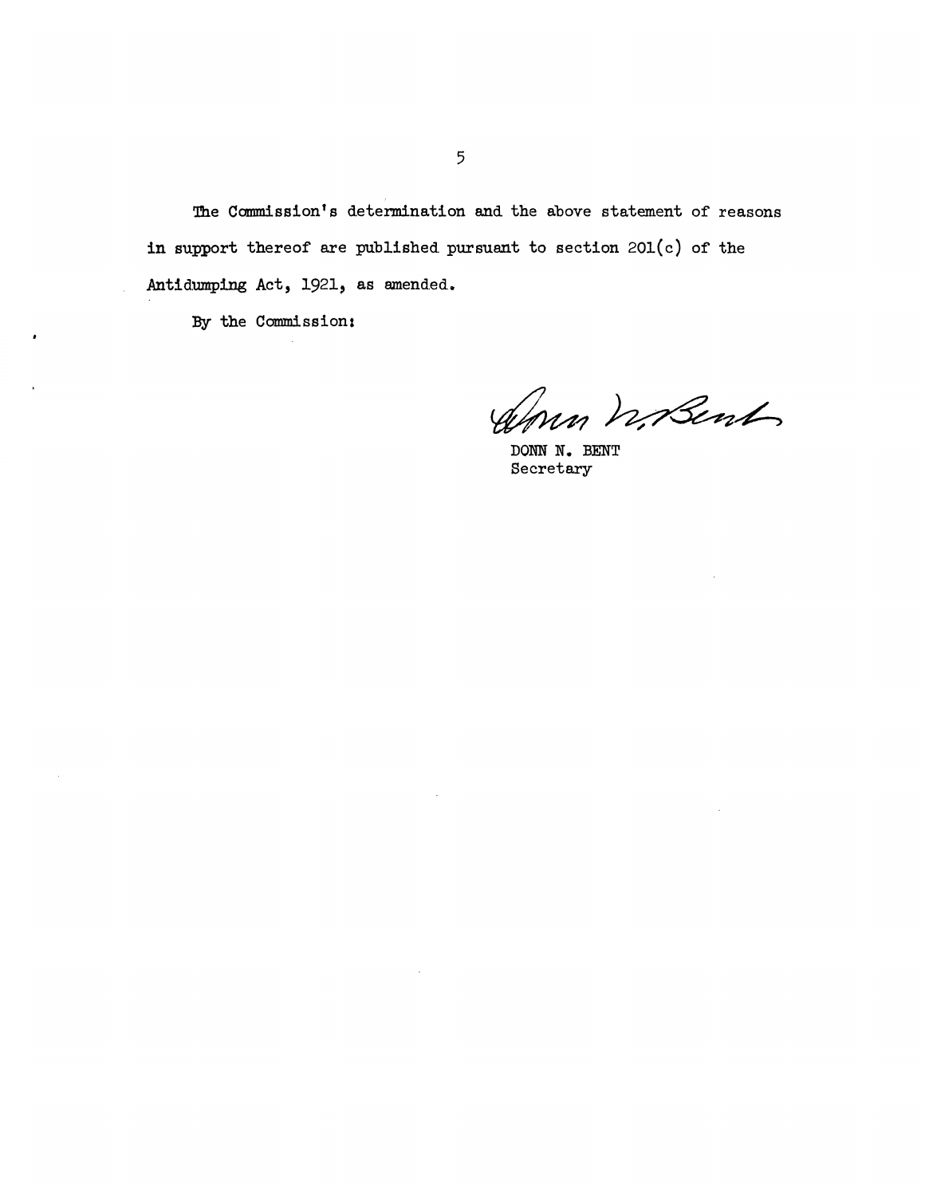The Commission's determination and the above statement of reasons in support thereof are published pursuant to section 201(c) of the Antidumping Act, 1921, as amended.

By the Commission:

DONN N. BENT
Secretary